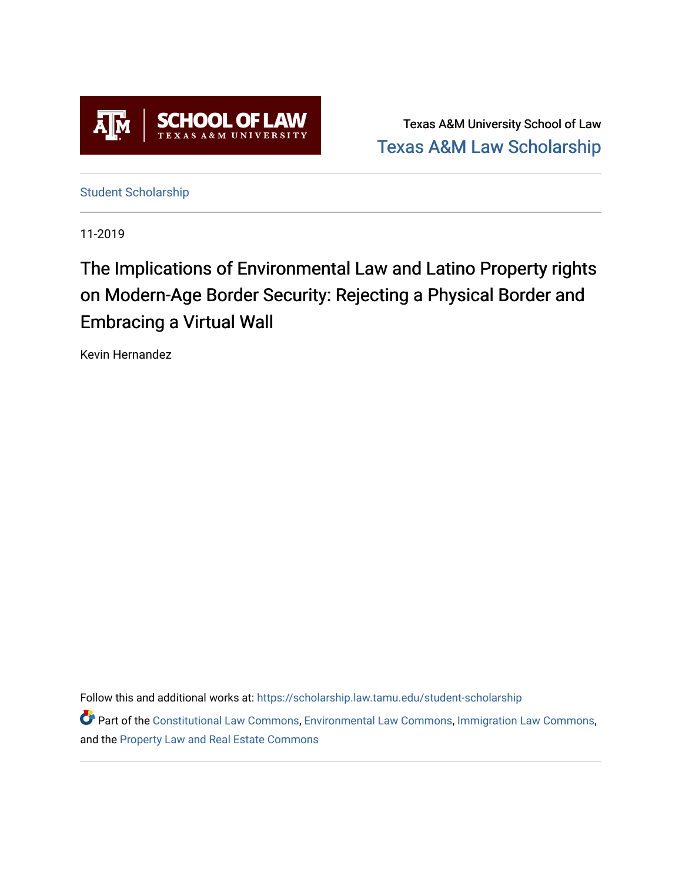Texas A&M University School of Law

Texas A&M Law Scholarship

Student Scholarship

11-2019

# The Implications of Environmental Law and Latino Property rights on Modern-Age Border Security: Rejecting a Physical Border and Embracing a Virtual Wall

Kevin Hernandez

Follow this and additional works at: https://scholarship.law.tamu.edu/student-scholarship

Part of the Constitutional Law Commons, Environmental Law Commons, Immigration Law Commons, and the Property Law and Real Estate Commons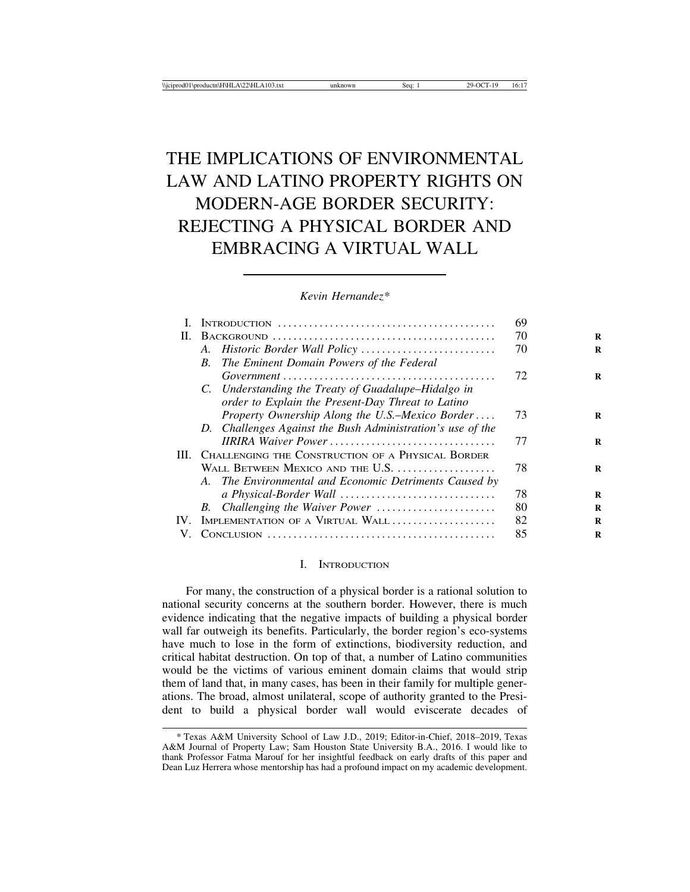# THE IMPLICATIONS OF ENVIRONMENTAL LAW AND LATINO PROPERTY RIGHTS ON MODERN-AGE BORDER SECURITY: REJECTING A PHYSICAL BORDER AND EMBRACING A VIRTUAL WALL

*Kevin Hernandez**

| | | |
|---|---|---|
| I. | INTRODUCTION | 69 |
| II. | BACKGROUND | 70 |
| | *A. Historic Border Wall Policy* | 70 |
| | *B. The Eminent Domain Powers of the Federal Government* | 72 |
| | *C. Understanding the Treaty of Guadalupe–Hidalgo in order to Explain the Present-Day Threat to Latino Property Ownership Along the U.S.–Mexico Border* | 73 |
| | *D. Challenges Against the Bush Administration's use of the IIRIRA Waiver Power* | 77 |
| III. | CHALLENGING THE CONSTRUCTION OF A PHYSICAL BORDER WALL BETWEEN MEXICO AND THE U.S. | 78 |
| | *A. The Environmental and Economic Detriments Caused by a Physical-Border Wall* | 78 |
| | *B. Challenging the Waiver Power* | 80 |
| IV. | IMPLEMENTATION OF A VIRTUAL WALL | 82 |
| V. | CONCLUSION | 85 |

## I. INTRODUCTION

For many, the construction of a physical border is a rational solution to national security concerns at the southern border. However, there is much evidence indicating that the negative impacts of building a physical border wall far outweigh its benefits. Particularly, the border region's eco-systems have much to lose in the form of extinctions, biodiversity reduction, and critical habitat destruction. On top of that, a number of Latino communities would be the victims of various eminent domain claims that would strip them of land that, in many cases, has been in their family for multiple generations. The broad, almost unilateral, scope of authority granted to the President to build a physical border wall would eviscerate decades of

* Texas A&M University School of Law J.D., 2019; Editor-in-Chief, 2018–2019, Texas A&M Journal of Property Law; Sam Houston State University B.A., 2016. I would like to thank Professor Fatma Marouf for her insightful feedback on early drafts of this paper and Dean Luz Herrera whose mentorship has had a profound impact on my academic development.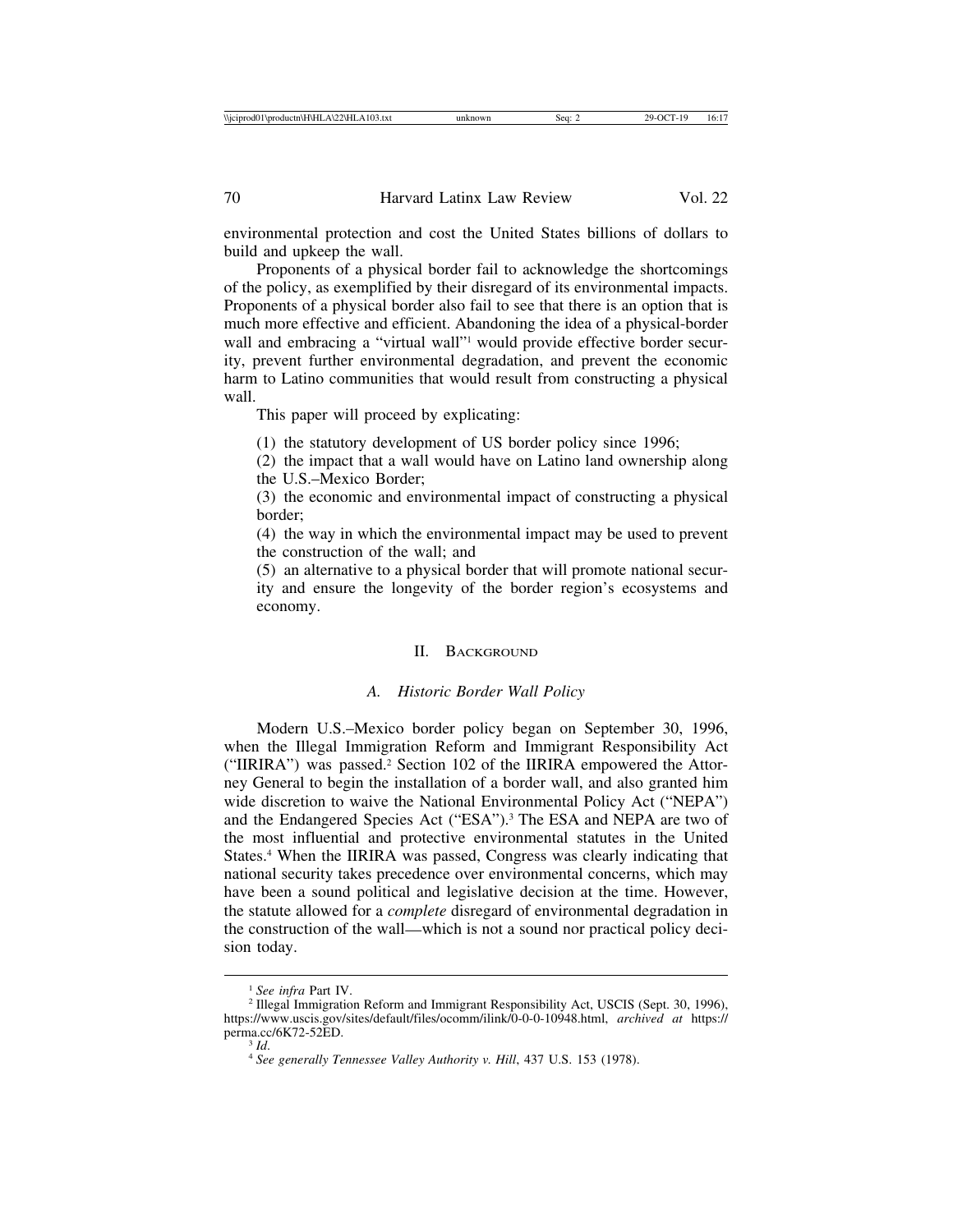environmental protection and cost the United States billions of dollars to build and upkeep the wall.

Proponents of a physical border fail to acknowledge the shortcomings of the policy, as exemplified by their disregard of its environmental impacts. Proponents of a physical border also fail to see that there is an option that is much more effective and efficient. Abandoning the idea of a physical-border wall and embracing a "virtual wall"[1] would provide effective border security, prevent further environmental degradation, and prevent the economic harm to Latino communities that would result from constructing a physical wall.

This paper will proceed by explicating:

(1) the statutory development of US border policy since 1996;

(2) the impact that a wall would have on Latino land ownership along the U.S.–Mexico Border;

(3) the economic and environmental impact of constructing a physical border;

(4) the way in which the environmental impact may be used to prevent the construction of the wall; and

(5) an alternative to a physical border that will promote national security and ensure the longevity of the border region's ecosystems and economy.

## II. Background

### *A. Historic Border Wall Policy*

Modern U.S.–Mexico border policy began on September 30, 1996, when the Illegal Immigration Reform and Immigrant Responsibility Act ("IIRIRA") was passed.[2] Section 102 of the IIRIRA empowered the Attorney General to begin the installation of a border wall, and also granted him wide discretion to waive the National Environmental Policy Act ("NEPA") and the Endangered Species Act ("ESA").[3] The ESA and NEPA are two of the most influential and protective environmental statutes in the United States.[4] When the IIRIRA was passed, Congress was clearly indicating that national security takes precedence over environmental concerns, which may have been a sound political and legislative decision at the time. However, the statute allowed for a *complete* disregard of environmental degradation in the construction of the wall—which is not a sound nor practical policy decision today.

---

[1] *See infra* Part IV.

[2] Illegal Immigration Reform and Immigrant Responsibility Act, USCIS (Sept. 30, 1996), https://www.uscis.gov/sites/default/files/ocomm/ilink/0-0-0-10948.html, *archived at* https://perma.cc/6K72-52ED.

[3] *Id.*

[4] *See generally Tennessee Valley Authority v. Hill*, 437 U.S. 153 (1978).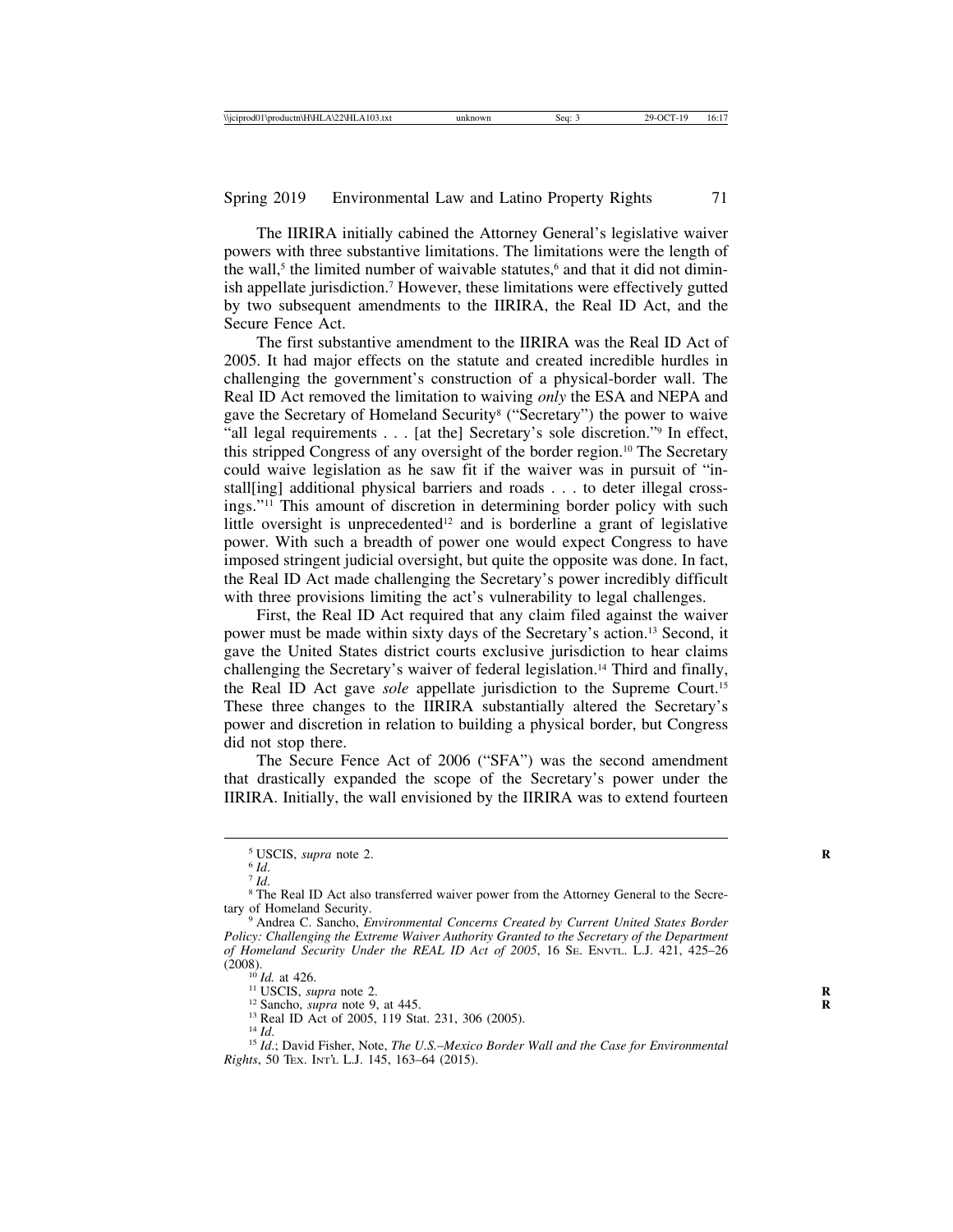The IIRIRA initially cabined the Attorney General's legislative waiver powers with three substantive limitations. The limitations were the length of the wall,[5] the limited number of waivable statutes,[6] and that it did not diminish appellate jurisdiction.[7] However, these limitations were effectively gutted by two subsequent amendments to the IIRIRA, the Real ID Act, and the Secure Fence Act.

The first substantive amendment to the IIRIRA was the Real ID Act of 2005. It had major effects on the statute and created incredible hurdles in challenging the government's construction of a physical-border wall. The Real ID Act removed the limitation to waiving *only* the ESA and NEPA and gave the Secretary of Homeland Security[8] ("Secretary") the power to waive "all legal requirements . . . [at the] Secretary's sole discretion."[9] In effect, this stripped Congress of any oversight of the border region.[10] The Secretary could waive legislation as he saw fit if the waiver was in pursuit of "install[ing] additional physical barriers and roads . . . to deter illegal crossings."[11] This amount of discretion in determining border policy with such little oversight is unprecedented[12] and is borderline a grant of legislative power. With such a breadth of power one would expect Congress to have imposed stringent judicial oversight, but quite the opposite was done. In fact, the Real ID Act made challenging the Secretary's power incredibly difficult with three provisions limiting the act's vulnerability to legal challenges.

First, the Real ID Act required that any claim filed against the waiver power must be made within sixty days of the Secretary's action.[13] Second, it gave the United States district courts exclusive jurisdiction to hear claims challenging the Secretary's waiver of federal legislation.[14] Third and finally, the Real ID Act gave *sole* appellate jurisdiction to the Supreme Court.[15] These three changes to the IIRIRA substantially altered the Secretary's power and discretion in relation to building a physical border, but Congress did not stop there.

The Secure Fence Act of 2006 ("SFA") was the second amendment that drastically expanded the scope of the Secretary's power under the IIRIRA. Initially, the wall envisioned by the IIRIRA was to extend fourteen

---

[5] USCIS, *supra* note 2.

[6] *Id*.

[7] *Id*.

[8] The Real ID Act also transferred waiver power from the Attorney General to the Secretary of Homeland Security.

[9] Andrea C. Sancho, *Environmental Concerns Created by Current United States Border Policy: Challenging the Extreme Waiver Authority Granted to the Secretary of the Department of Homeland Security Under the REAL ID Act of 2005*, 16 SE. ENVTL. L.J. 421, 425–26 (2008).

[10] *Id.* at 426.

[11] USCIS, *supra* note 2.

[12] Sancho, *supra* note 9, at 445.

[13] Real ID Act of 2005, 119 Stat. 231, 306 (2005).

[14] *Id*.

[15] *Id*.; David Fisher, Note, *The U.S.–Mexico Border Wall and the Case for Environmental Rights*, 50 TEX. INT'L L.J. 145, 163–64 (2015).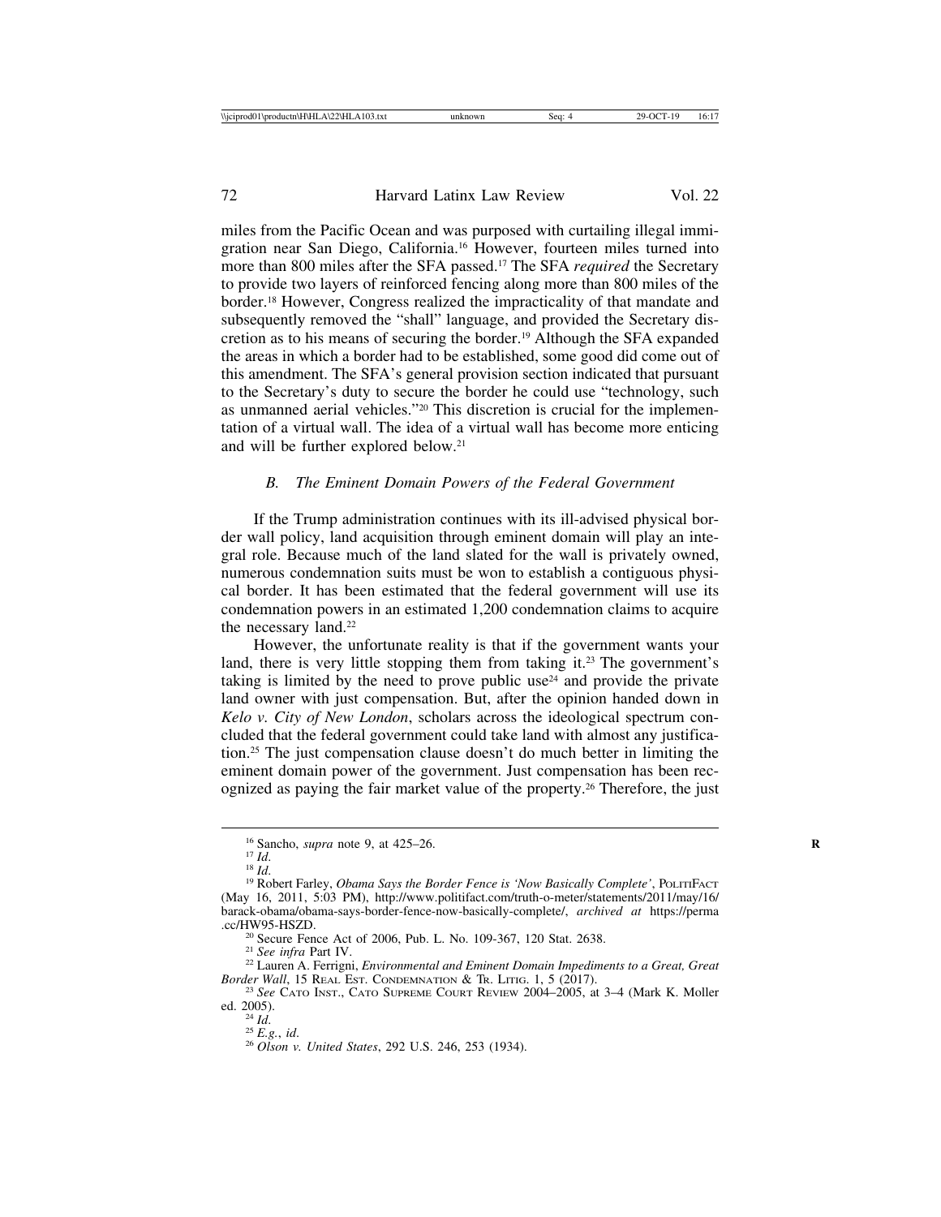miles from the Pacific Ocean and was purposed with curtailing illegal immigration near San Diego, California.[16] However, fourteen miles turned into more than 800 miles after the SFA passed.[17] The SFA *required* the Secretary to provide two layers of reinforced fencing along more than 800 miles of the border.[18] However, Congress realized the impracticality of that mandate and subsequently removed the "shall" language, and provided the Secretary discretion as to his means of securing the border.[19] Although the SFA expanded the areas in which a border had to be established, some good did come out of this amendment. The SFA's general provision section indicated that pursuant to the Secretary's duty to secure the border he could use "technology, such as unmanned aerial vehicles."[20] This discretion is crucial for the implementation of a virtual wall. The idea of a virtual wall has become more enticing and will be further explored below.[21]

### *B. The Eminent Domain Powers of the Federal Government*

If the Trump administration continues with its ill-advised physical border wall policy, land acquisition through eminent domain will play an integral role. Because much of the land slated for the wall is privately owned, numerous condemnation suits must be won to establish a contiguous physical border. It has been estimated that the federal government will use its condemnation powers in an estimated 1,200 condemnation claims to acquire the necessary land.[22]

However, the unfortunate reality is that if the government wants your land, there is very little stopping them from taking it.[23] The government's taking is limited by the need to prove public use[24] and provide the private land owner with just compensation. But, after the opinion handed down in *Kelo v. City of New London*, scholars across the ideological spectrum concluded that the federal government could take land with almost any justification.[25] The just compensation clause doesn't do much better in limiting the eminent domain power of the government. Just compensation has been recognized as paying the fair market value of the property.[26] Therefore, the just

---

[16] Sancho, *supra* note 9, at 425–26.

[17] *Id*.

[18] *Id*.

[19] Robert Farley, *Obama Says the Border Fence is 'Now Basically Complete'*, POLITIFACT (May 16, 2011, 5:03 PM), http://www.politifact.com/truth-o-meter/statements/2011/may/16/barack-obama/obama-says-border-fence-now-basically-complete/, *archived at* https://perma.cc/HW95-HSZD.

[20] Secure Fence Act of 2006, Pub. L. No. 109-367, 120 Stat. 2638.

[21] *See infra* Part IV.

[22] Lauren A. Ferrigni, *Environmental and Eminent Domain Impediments to a Great, Great Border Wall*, 15 REAL EST. CONDEMNATION & TR. LITIG. 1, 5 (2017).

[23] *See* CATO INST., CATO SUPREME COURT REVIEW 2004–2005, at 3–4 (Mark K. Moller ed. 2005).

[24] *Id*.

[25] *E.g.*, *id*.

[26] *Olson v. United States*, 292 U.S. 246, 253 (1934).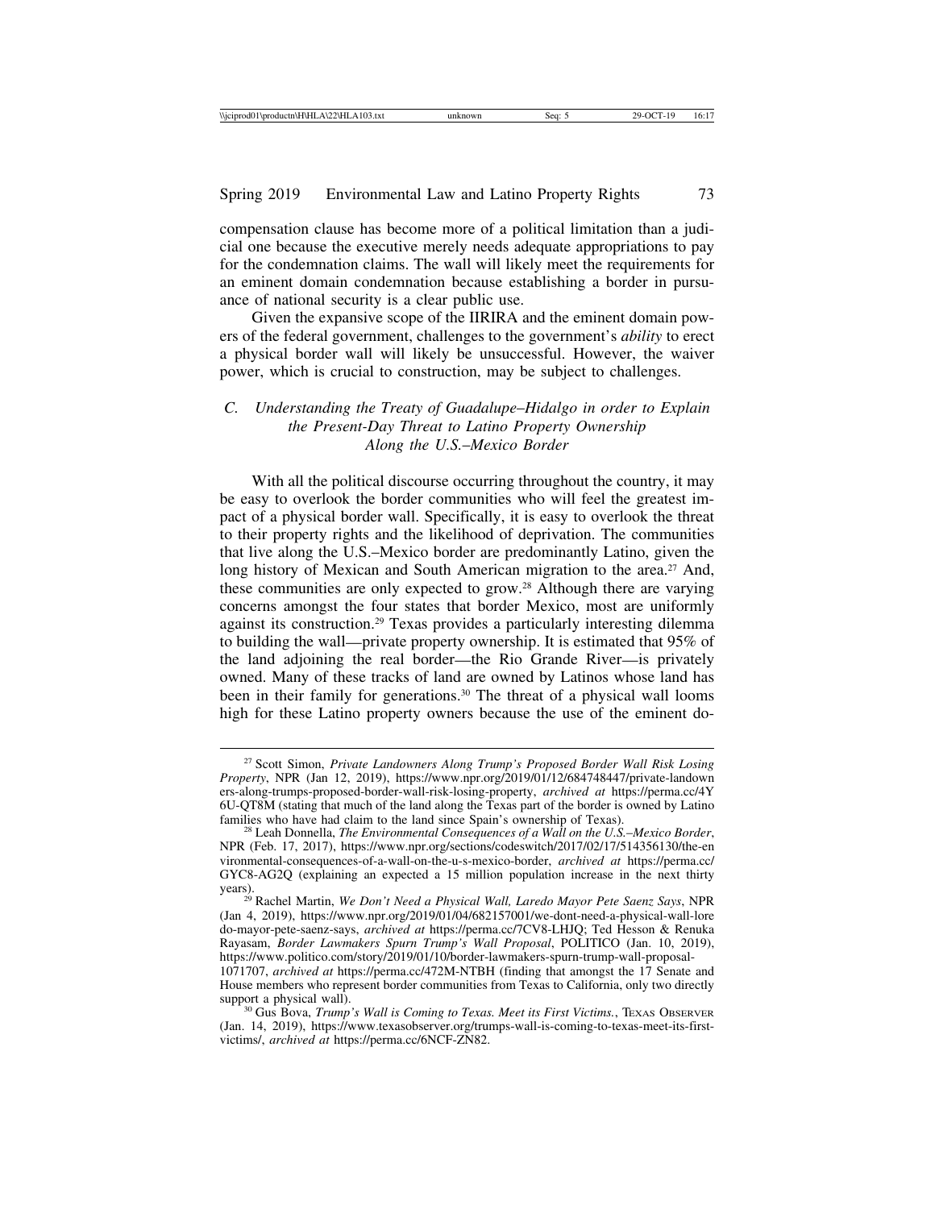compensation clause has become more of a political limitation than a judicial one because the executive merely needs adequate appropriations to pay for the condemnation claims. The wall will likely meet the requirements for an eminent domain condemnation because establishing a border in pursuance of national security is a clear public use.

Given the expansive scope of the IIRIRA and the eminent domain powers of the federal government, challenges to the government's *ability* to erect a physical border wall will likely be unsuccessful. However, the waiver power, which is crucial to construction, may be subject to challenges.

### *C. Understanding the Treaty of Guadalupe–Hidalgo in order to Explain the Present-Day Threat to Latino Property Ownership Along the U.S.–Mexico Border*

With all the political discourse occurring throughout the country, it may be easy to overlook the border communities who will feel the greatest impact of a physical border wall. Specifically, it is easy to overlook the threat to their property rights and the likelihood of deprivation. The communities that live along the U.S.–Mexico border are predominantly Latino, given the long history of Mexican and South American migration to the area.[27] And, these communities are only expected to grow.[28] Although there are varying concerns amongst the four states that border Mexico, most are uniformly against its construction.[29] Texas provides a particularly interesting dilemma to building the wall—private property ownership. It is estimated that 95% of the land adjoining the real border—the Rio Grande River—is privately owned. Many of these tracks of land are owned by Latinos whose land has been in their family for generations.[30] The threat of a physical wall looms high for these Latino property owners because the use of the eminent do-

---

[27] Scott Simon, *Private Landowners Along Trump's Proposed Border Wall Risk Losing Property*, NPR (Jan 12, 2019), https://www.npr.org/2019/01/12/684748447/private-landowners-along-trumps-proposed-border-wall-risk-losing-property, *archived at* https://perma.cc/4Y6U-QT8M (stating that much of the land along the Texas part of the border is owned by Latino families who have had claim to the land since Spain's ownership of Texas).

[28] Leah Donnella, *The Environmental Consequences of a Wall on the U.S.–Mexico Border*, NPR (Feb. 17, 2017), https://www.npr.org/sections/codeswitch/2017/02/17/514356130/the-environmental-consequences-of-a-wall-on-the-u-s-mexico-border, *archived at* https://perma.cc/GYC8-AG2Q (explaining an expected a 15 million population increase in the next thirty years).

[29] Rachel Martin, *We Don't Need a Physical Wall, Laredo Mayor Pete Saenz Says*, NPR (Jan 4, 2019), https://www.npr.org/2019/01/04/682157001/we-dont-need-a-physical-wall-laredo-mayor-pete-saenz-says, *archived at* https://perma.cc/7CV8-LHJQ; Ted Hesson & Renuka Rayasam, *Border Lawmakers Spurn Trump's Wall Proposal*, POLITICO (Jan. 10, 2019), https://www.politico.com/story/2019/01/10/border-lawmakers-spurn-trump-wall-proposal-1071707, *archived at* https://perma.cc/472M-NTBH (finding that amongst the 17 Senate and House members who represent border communities from Texas to California, only two directly support a physical wall).

[30] Gus Bova, *Trump's Wall is Coming to Texas. Meet its First Victims.*, Texas Observer (Jan. 14, 2019), https://www.texasobserver.org/trumps-wall-is-coming-to-texas-meet-its-first-victims/, *archived at* https://perma.cc/6NCF-ZN82.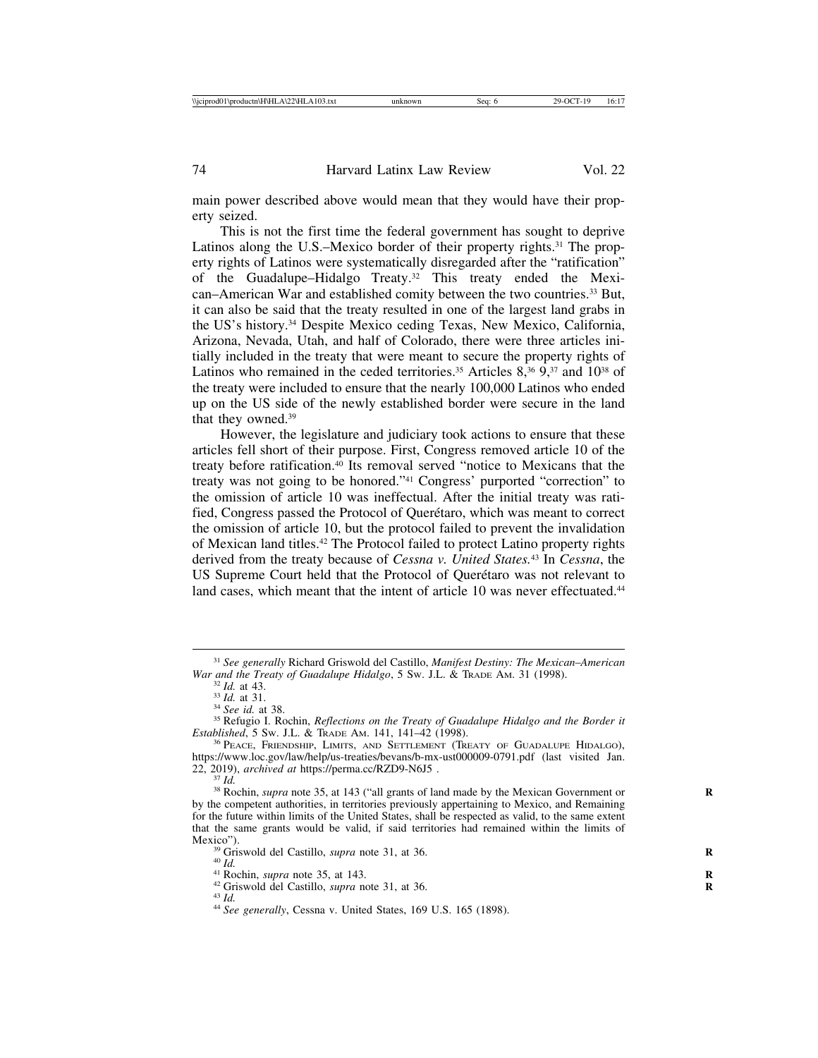main power described above would mean that they would have their property seized.

This is not the first time the federal government has sought to deprive Latinos along the U.S.–Mexico border of their property rights.[31] The property rights of Latinos were systematically disregarded after the "ratification" of the Guadalupe–Hidalgo Treaty.[32] This treaty ended the Mexican–American War and established comity between the two countries.[33] But, it can also be said that the treaty resulted in one of the largest land grabs in the US's history.[34] Despite Mexico ceding Texas, New Mexico, California, Arizona, Nevada, Utah, and half of Colorado, there were three articles initially included in the treaty that were meant to secure the property rights of Latinos who remained in the ceded territories.[35] Articles 8,[36] 9,[37] and 10[38] of the treaty were included to ensure that the nearly 100,000 Latinos who ended up on the US side of the newly established border were secure in the land that they owned.[39]

However, the legislature and judiciary took actions to ensure that these articles fell short of their purpose. First, Congress removed article 10 of the treaty before ratification.[40] Its removal served "notice to Mexicans that the treaty was not going to be honored."[41] Congress' purported "correction" to the omission of article 10 was ineffectual. After the initial treaty was ratified, Congress passed the Protocol of Querétaro, which was meant to correct the omission of article 10, but the protocol failed to prevent the invalidation of Mexican land titles.[42] The Protocol failed to protect Latino property rights derived from the treaty because of *Cessna v. United States*.[43] In *Cessna*, the US Supreme Court held that the Protocol of Querétaro was not relevant to land cases, which meant that the intent of article 10 was never effectuated.[44]

---

[31] *See generally* Richard Griswold del Castillo, *Manifest Destiny: The Mexican–American War and the Treaty of Guadalupe Hidalgo*, 5 Sw. J.L. & Trade Am. 31 (1998).

[32] *Id.* at 43.

[33] *Id.* at 31.

[34] *See id.* at 38.

[35] Refugio I. Rochin, *Reflections on the Treaty of Guadalupe Hidalgo and the Border it Established*, 5 Sw. J.L. & Trade Am. 141, 141–42 (1998).

[36] Peace, Friendship, Limits, and Settlement (Treaty of Guadalupe Hidalgo), https://www.loc.gov/law/help/us-treaties/bevans/b-mx-ust000009-0791.pdf (last visited Jan. 22, 2019), *archived at* https://perma.cc/RZD9-N6J5 .

[37] *Id.*

[38] Rochin, *supra* note 35, at 143 ("all grants of land made by the Mexican Government or by the competent authorities, in territories previously appertaining to Mexico, and Remaining for the future within limits of the United States, shall be respected as valid, to the same extent that the same grants would be valid, if said territories had remained within the limits of Mexico").

[39] Griswold del Castillo, *supra* note 31, at 36.

[40] *Id.*

[41] Rochin, *supra* note 35, at 143.

[42] Griswold del Castillo, *supra* note 31, at 36.

[43] *Id.*

[44] *See generally*, Cessna v. United States, 169 U.S. 165 (1898).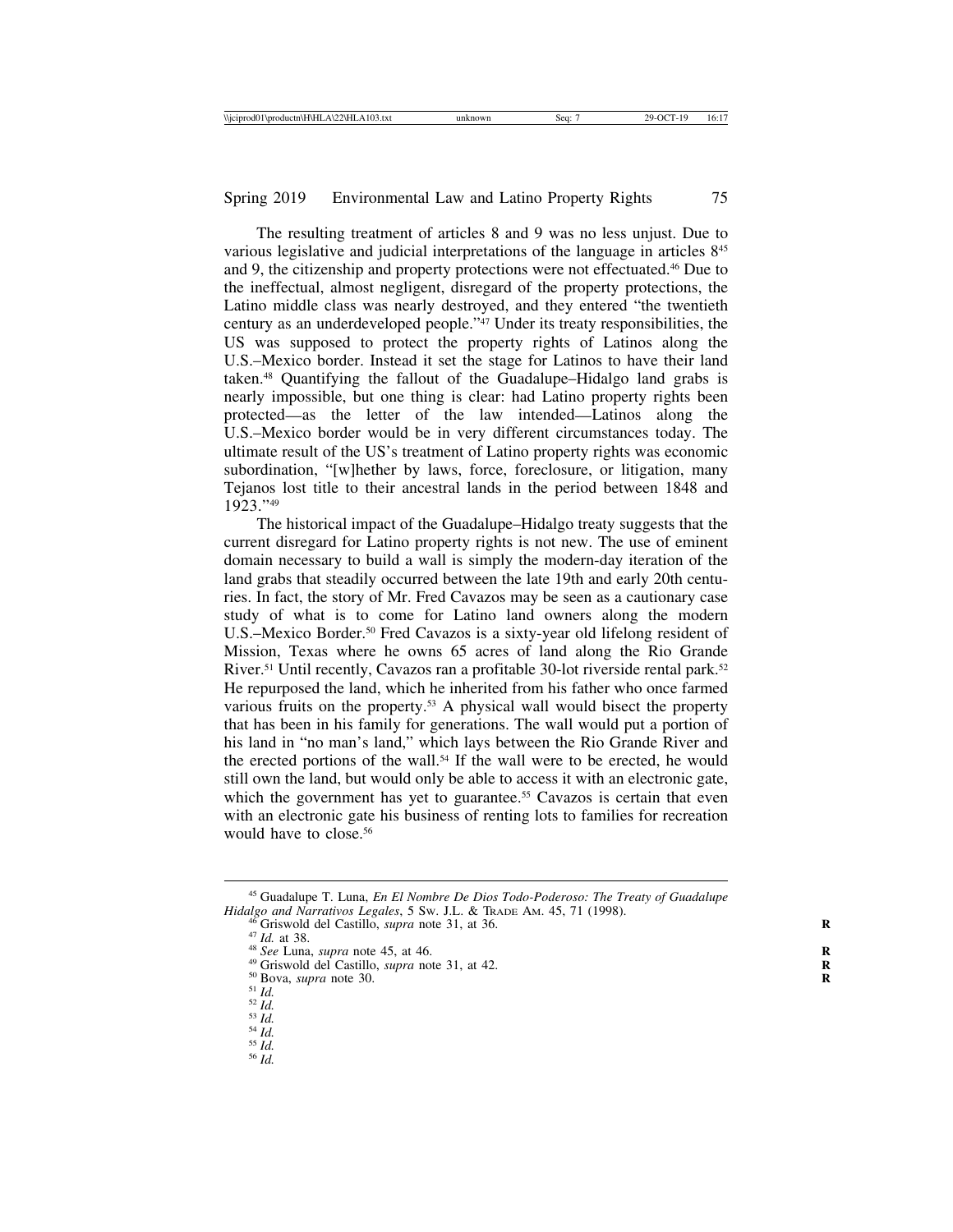The resulting treatment of articles 8 and 9 was no less unjust. Due to various legislative and judicial interpretations of the language in articles 8[45] and 9, the citizenship and property protections were not effectuated.[46] Due to the ineffectual, almost negligent, disregard of the property protections, the Latino middle class was nearly destroyed, and they entered "the twentieth century as an underdeveloped people."[47] Under its treaty responsibilities, the US was supposed to protect the property rights of Latinos along the U.S.–Mexico border. Instead it set the stage for Latinos to have their land taken.[48] Quantifying the fallout of the Guadalupe–Hidalgo land grabs is nearly impossible, but one thing is clear: had Latino property rights been protected—as the letter of the law intended—Latinos along the U.S.–Mexico border would be in very different circumstances today. The ultimate result of the US's treatment of Latino property rights was economic subordination, "[w]hether by laws, force, foreclosure, or litigation, many Tejanos lost title to their ancestral lands in the period between 1848 and 1923."[49]

The historical impact of the Guadalupe–Hidalgo treaty suggests that the current disregard for Latino property rights is not new. The use of eminent domain necessary to build a wall is simply the modern-day iteration of the land grabs that steadily occurred between the late 19th and early 20th centuries. In fact, the story of Mr. Fred Cavazos may be seen as a cautionary case study of what is to come for Latino land owners along the modern U.S.–Mexico Border.[50] Fred Cavazos is a sixty-year old lifelong resident of Mission, Texas where he owns 65 acres of land along the Rio Grande River.[51] Until recently, Cavazos ran a profitable 30-lot riverside rental park.[52] He repurposed the land, which he inherited from his father who once farmed various fruits on the property.[53] A physical wall would bisect the property that has been in his family for generations. The wall would put a portion of his land in "no man's land," which lays between the Rio Grande River and the erected portions of the wall.[54] If the wall were to be erected, he would still own the land, but would only be able to access it with an electronic gate, which the government has yet to guarantee.[55] Cavazos is certain that even with an electronic gate his business of renting lots to families for recreation would have to close.[56]

---

[45] Guadalupe T. Luna, *En El Nombre De Dios Todo-Poderoso: The Treaty of Guadalupe Hidalgo and Narrativos Legales*, 5 Sw. J.L. & Trade Am. 45, 71 (1998).

[46] Griswold del Castillo, *supra* note 31, at 36.

[47] *Id.* at 38.

[48] *See* Luna, *supra* note 45, at 46.

[49] Griswold del Castillo, *supra* note 31, at 42.

[50] Bova, *supra* note 30.

[51] *Id.*

[52] *Id.*

[53] *Id.*

[54] *Id.*

[55] *Id.*

[56] *Id.*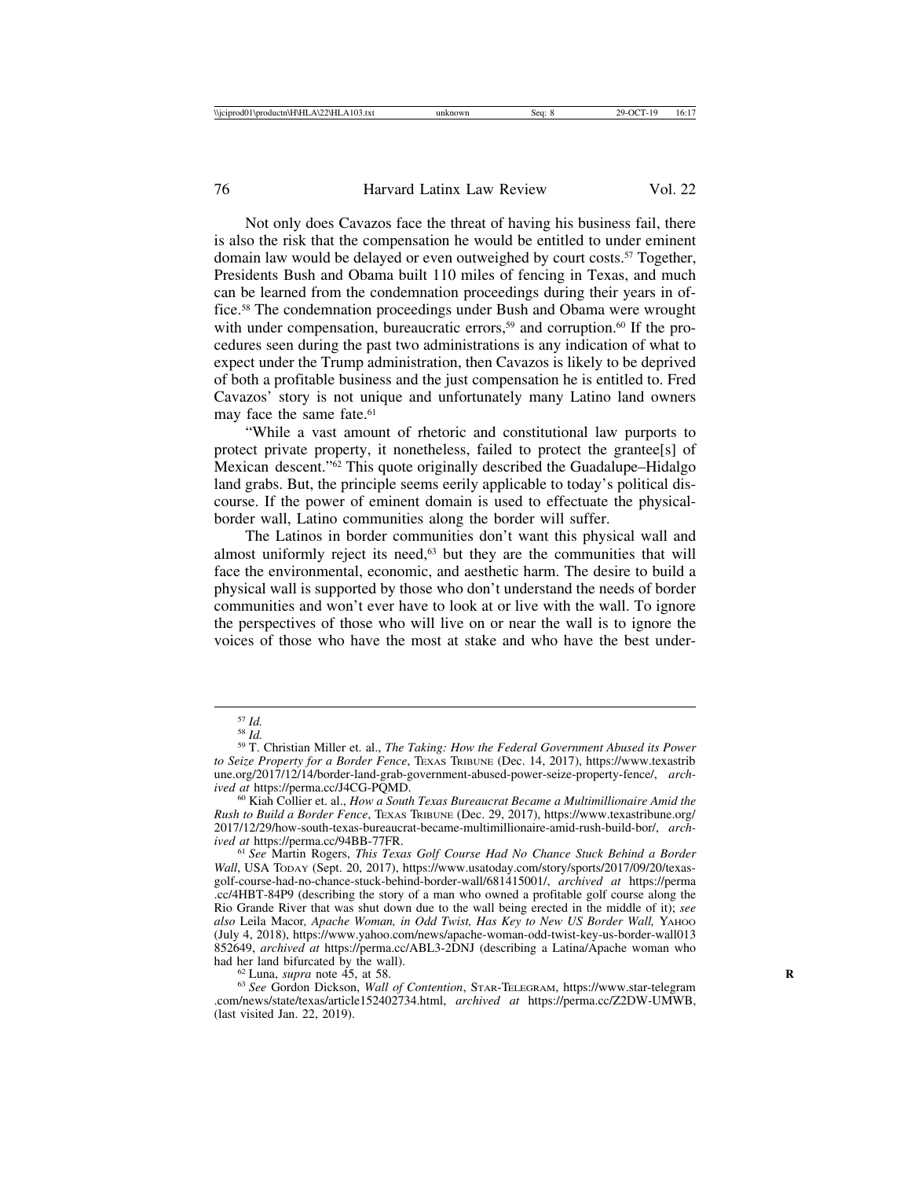Not only does Cavazos face the threat of having his business fail, there is also the risk that the compensation he would be entitled to under eminent domain law would be delayed or even outweighed by court costs.[57] Together, Presidents Bush and Obama built 110 miles of fencing in Texas, and much can be learned from the condemnation proceedings during their years in office.[58] The condemnation proceedings under Bush and Obama were wrought with under compensation, bureaucratic errors,[59] and corruption.[60] If the procedures seen during the past two administrations is any indication of what to expect under the Trump administration, then Cavazos is likely to be deprived of both a profitable business and the just compensation he is entitled to. Fred Cavazos' story is not unique and unfortunately many Latino land owners may face the same fate.[61]

"While a vast amount of rhetoric and constitutional law purports to protect private property, it nonetheless, failed to protect the grantee[s] of Mexican descent."[62] This quote originally described the Guadalupe–Hidalgo land grabs. But, the principle seems eerily applicable to today's political discourse. If the power of eminent domain is used to effectuate the physical-border wall, Latino communities along the border will suffer.

The Latinos in border communities don't want this physical wall and almost uniformly reject its need,[63] but they are the communities that will face the environmental, economic, and aesthetic harm. The desire to build a physical wall is supported by those who don't understand the needs of border communities and won't ever have to look at or live with the wall. To ignore the perspectives of those who will live on or near the wall is to ignore the voices of those who have the most at stake and who have the best under-

---

[57] *Id.*

[58] *Id.*

[59] T. Christian Miller et. al., *The Taking: How the Federal Government Abused its Power to Seize Property for a Border Fence*, TEXAS TRIBUNE (Dec. 14, 2017), https://www.texastribune.org/2017/12/14/border-land-grab-government-abused-power-seize-property-fence/, *archived at* https://perma.cc/J4CG-PQMD.

[60] Kiah Collier et. al., *How a South Texas Bureaucrat Became a Multimillionaire Amid the Rush to Build a Border Fence*, TEXAS TRIBUNE (Dec. 29, 2017), https://www.texastribune.org/2017/12/29/how-south-texas-bureaucrat-became-multimillionaire-amid-rush-build-bor/, *archived at* https://perma.cc/94BB-77FR.

[61] *See* Martin Rogers, *This Texas Golf Course Had No Chance Stuck Behind a Border Wall*, USA TODAY (Sept. 20, 2017), https://www.usatoday.com/story/sports/2017/09/20/texas-golf-course-had-no-chance-stuck-behind-border-wall/681415001/, *archived at* https://perma.cc/4HBT-84P9 (describing the story of a man who owned a profitable golf course along the Rio Grande River that was shut down due to the wall being erected in the middle of it); *see also* Leila Macor*, Apache Woman, in Odd Twist, Has Key to New US Border Wall,* YAHOO (July 4, 2018), https://www.yahoo.com/news/apache-woman-odd-twist-key-us-border-wall013852649, *archived at* https://perma.cc/ABL3-2DNJ (describing a Latina/Apache woman who had her land bifurcated by the wall).

[62] Luna, *supra* note 45, at 58.

[63] *See* Gordon Dickson, *Wall of Contention*, STAR-TELEGRAM, https://www.star-telegram.com/news/state/texas/article152402734.html, *archived at* https://perma.cc/Z2DW-UMWB, (last visited Jan. 22, 2019).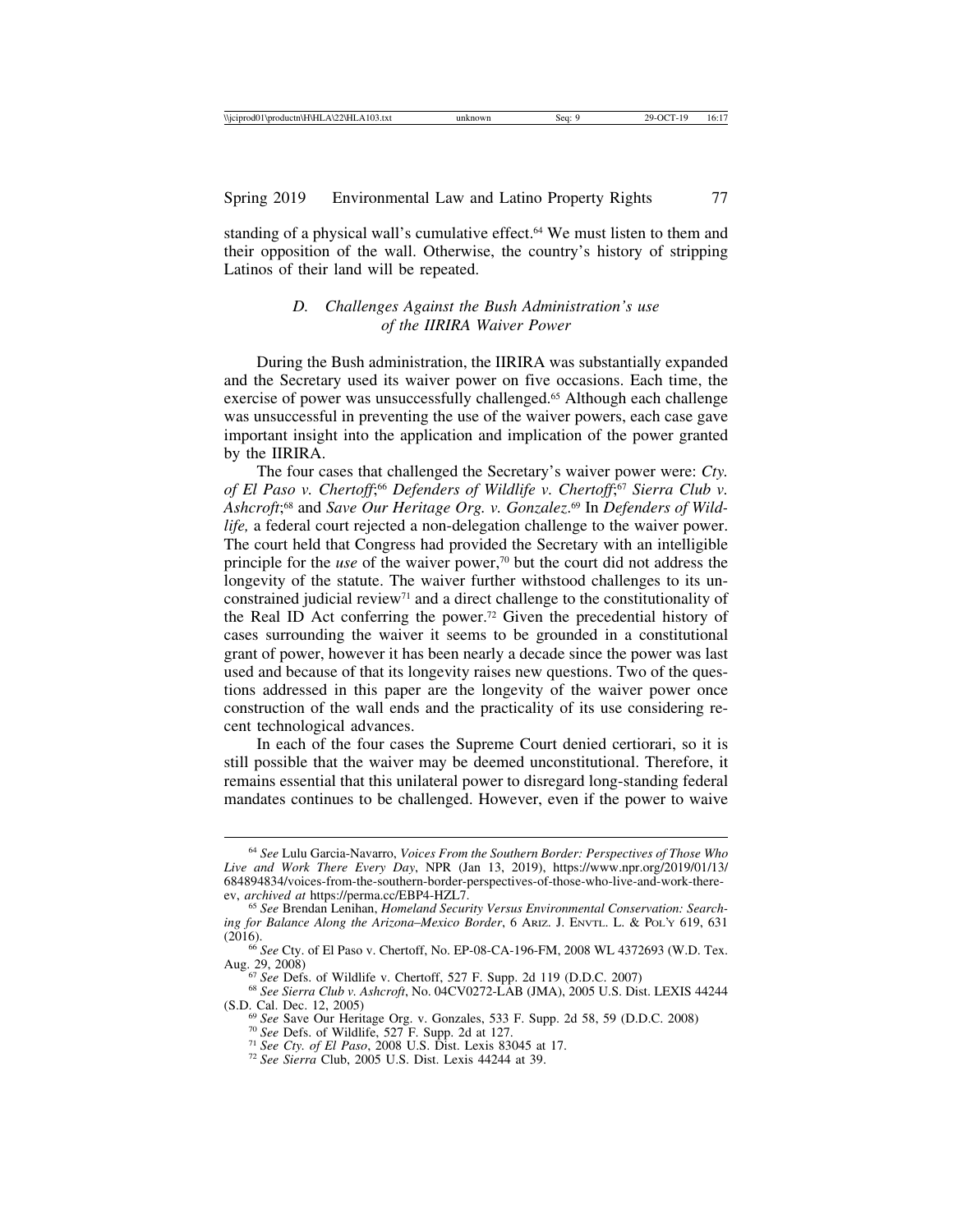standing of a physical wall's cumulative effect.[64] We must listen to them and their opposition of the wall. Otherwise, the country's history of stripping Latinos of their land will be repeated.

### *D. Challenges Against the Bush Administration's use of the IIRIRA Waiver Power*

During the Bush administration, the IIRIRA was substantially expanded and the Secretary used its waiver power on five occasions. Each time, the exercise of power was unsuccessfully challenged.[65] Although each challenge was unsuccessful in preventing the use of the waiver powers, each case gave important insight into the application and implication of the power granted by the IIRIRA.

The four cases that challenged the Secretary's waiver power were: *Cty. of El Paso v. Chertoff*;[66] *Defenders of Wildlife v. Chertoff*;[67] *Sierra Club v. Ashcroft*;[68] and *Save Our Heritage Org. v. Gonzalez*.[69] In *Defenders of Wildlife,* a federal court rejected a non-delegation challenge to the waiver power. The court held that Congress had provided the Secretary with an intelligible principle for the *use* of the waiver power,[70] but the court did not address the longevity of the statute. The waiver further withstood challenges to its unconstrained judicial review[71] and a direct challenge to the constitutionality of the Real ID Act conferring the power.[72] Given the precedential history of cases surrounding the waiver it seems to be grounded in a constitutional grant of power, however it has been nearly a decade since the power was last used and because of that its longevity raises new questions. Two of the questions addressed in this paper are the longevity of the waiver power once construction of the wall ends and the practicality of its use considering recent technological advances.

In each of the four cases the Supreme Court denied certiorari, so it is still possible that the waiver may be deemed unconstitutional. Therefore, it remains essential that this unilateral power to disregard long-standing federal mandates continues to be challenged. However, even if the power to waive

---

[64] *See* Lulu Garcia-Navarro, *Voices From the Southern Border: Perspectives of Those Who Live and Work There Every Day*, NPR (Jan 13, 2019), https://www.npr.org/2019/01/13/684894834/voices-from-the-southern-border-perspectives-of-those-who-live-and-work-there-ev, *archived at* https://perma.cc/EBP4-HZL7.

[65] *See* Brendan Lenihan, *Homeland Security Versus Environmental Conservation: Searching for Balance Along the Arizona–Mexico Border*, 6 ARIZ. J. ENVTL. L. & POL'Y 619, 631 (2016).

[66] *See* Cty. of El Paso v. Chertoff, No. EP-08-CA-196-FM, 2008 WL 4372693 (W.D. Tex. Aug. 29, 2008)

[67] *See* Defs. of Wildlife v. Chertoff, 527 F. Supp. 2d 119 (D.D.C. 2007)

[68] *See Sierra Club v. Ashcroft*, No. 04CV0272-LAB (JMA), 2005 U.S. Dist. LEXIS 44244 (S.D. Cal. Dec. 12, 2005)

[69] *See* Save Our Heritage Org. v. Gonzales, 533 F. Supp. 2d 58, 59 (D.D.C. 2008)

[70] *See* Defs. of Wildlife, 527 F. Supp. 2d at 127.

[71] *See Cty. of El Paso*, 2008 U.S. Dist. Lexis 83045 at 17.

[72] *See Sierra* Club, 2005 U.S. Dist. Lexis 44244 at 39.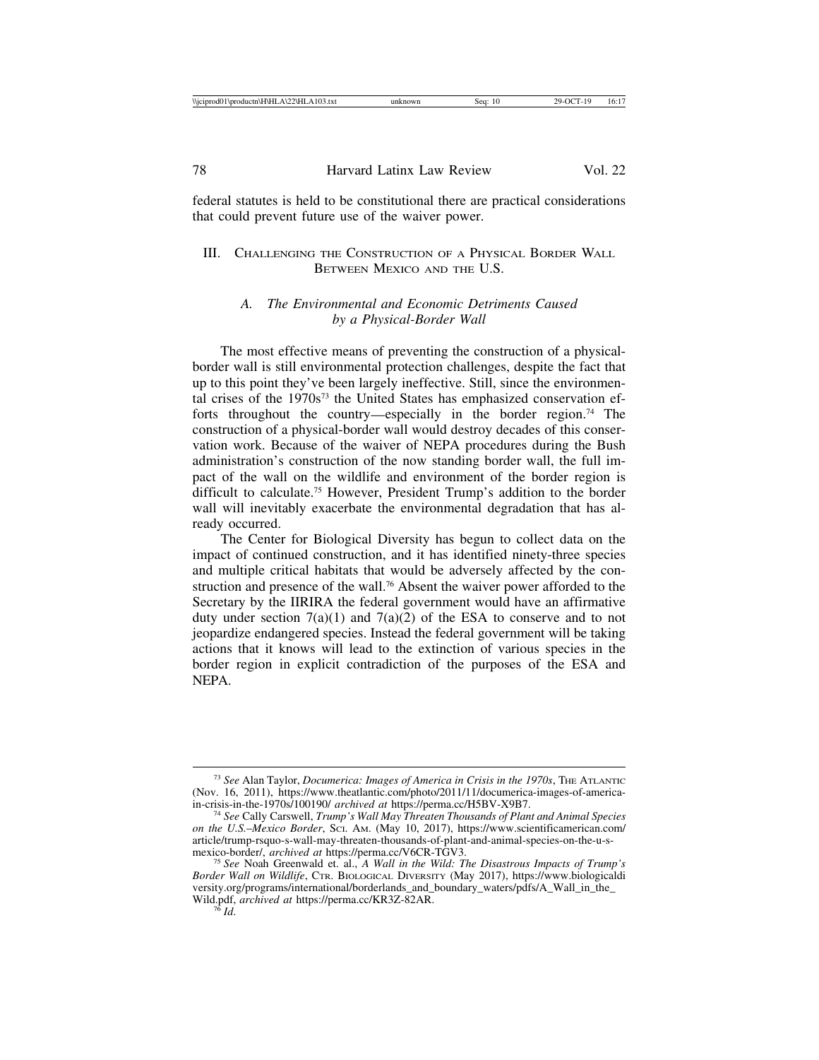federal statutes is held to be constitutional there are practical considerations that could prevent future use of the waiver power.

## III. Challenging the Construction of a Physical Border Wall Between Mexico and the U.S.

### A. *The Environmental and Economic Detriments Caused by a Physical-Border Wall*

The most effective means of preventing the construction of a physical-border wall is still environmental protection challenges, despite the fact that up to this point they've been largely ineffective. Still, since the environmental crises of the 1970s[73] the United States has emphasized conservation efforts throughout the country—especially in the border region.[74] The construction of a physical-border wall would destroy decades of this conservation work. Because of the waiver of NEPA procedures during the Bush administration's construction of the now standing border wall, the full impact of the wall on the wildlife and environment of the border region is difficult to calculate.[75] However, President Trump's addition to the border wall will inevitably exacerbate the environmental degradation that has already occurred.

The Center for Biological Diversity has begun to collect data on the impact of continued construction, and it has identified ninety-three species and multiple critical habitats that would be adversely affected by the construction and presence of the wall.[76] Absent the waiver power afforded to the Secretary by the IIRIRA the federal government would have an affirmative duty under section 7(a)(1) and 7(a)(2) of the ESA to conserve and to not jeopardize endangered species. Instead the federal government will be taking actions that it knows will lead to the extinction of various species in the border region in explicit contradiction of the purposes of the ESA and NEPA.

---

[73] *See* Alan Taylor, *Documerica: Images of America in Crisis in the 1970s*, The Atlantic (Nov. 16, 2011), https://www.theatlantic.com/photo/2011/11/documerica-images-of-america-in-crisis-in-the-1970s/100190/ *archived at* https://perma.cc/H5BV-X9B7.

[74] *See* Cally Carswell, *Trump's Wall May Threaten Thousands of Plant and Animal Species on the U.S.–Mexico Border*, Sci. Am. (May 10, 2017), https://www.scientificamerican.com/article/trump-rsquo-s-wall-may-threaten-thousands-of-plant-and-animal-species-on-the-u-s-mexico-border/, *archived at* https://perma.cc/V6CR-TGV3.

[75] *See* Noah Greenwald et. al., *A Wall in the Wild: The Disastrous Impacts of Trump's Border Wall on Wildlife*, Ctr. Biological Diversity (May 2017), https://www.biologicaldiversity.org/programs/international/borderlands_and_boundary_waters/pdfs/A_Wall_in_the_Wild.pdf, *archived at* https://perma.cc/KR3Z-82AR.

[76] *Id.*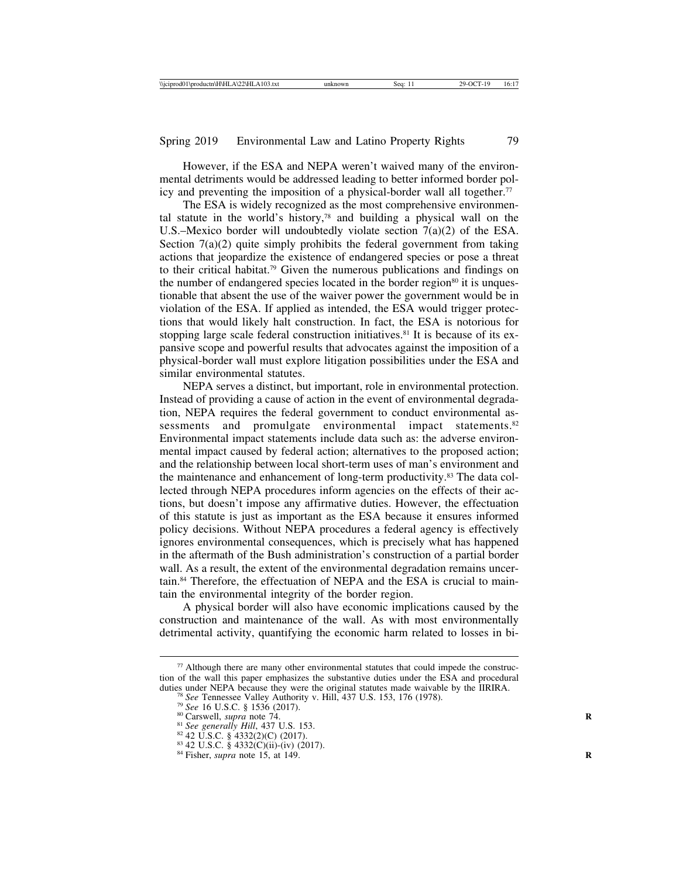However, if the ESA and NEPA weren't waived many of the environmental detriments would be addressed leading to better informed border policy and preventing the imposition of a physical-border wall all together.[77]

The ESA is widely recognized as the most comprehensive environmental statute in the world's history,[78] and building a physical wall on the U.S.–Mexico border will undoubtedly violate section 7(a)(2) of the ESA. Section 7(a)(2) quite simply prohibits the federal government from taking actions that jeopardize the existence of endangered species or pose a threat to their critical habitat.[79] Given the numerous publications and findings on the number of endangered species located in the border region[80] it is unquestionable that absent the use of the waiver power the government would be in violation of the ESA. If applied as intended, the ESA would trigger protections that would likely halt construction. In fact, the ESA is notorious for stopping large scale federal construction initiatives.[81] It is because of its expansive scope and powerful results that advocates against the imposition of a physical-border wall must explore litigation possibilities under the ESA and similar environmental statutes.

NEPA serves a distinct, but important, role in environmental protection. Instead of providing a cause of action in the event of environmental degradation, NEPA requires the federal government to conduct environmental assessments and promulgate environmental impact statements.[82] Environmental impact statements include data such as: the adverse environmental impact caused by federal action; alternatives to the proposed action; and the relationship between local short-term uses of man's environment and the maintenance and enhancement of long-term productivity.[83] The data collected through NEPA procedures inform agencies on the effects of their actions, but doesn't impose any affirmative duties. However, the effectuation of this statute is just as important as the ESA because it ensures informed policy decisions. Without NEPA procedures a federal agency is effectively ignores environmental consequences, which is precisely what has happened in the aftermath of the Bush administration's construction of a partial border wall. As a result, the extent of the environmental degradation remains uncertain.[84] Therefore, the effectuation of NEPA and the ESA is crucial to maintain the environmental integrity of the border region.

A physical border will also have economic implications caused by the construction and maintenance of the wall. As with most environmentally detrimental activity, quantifying the economic harm related to losses in bi-

---

[77] Although there are many other environmental statutes that could impede the construction of the wall this paper emphasizes the substantive duties under the ESA and procedural duties under NEPA because they were the original statutes made waivable by the IIRIRA.

[78] *See* Tennessee Valley Authority v. Hill, 437 U.S. 153, 176 (1978).

[79] *See* 16 U.S.C. § 1536 (2017).

[80] Carswell, *supra* note 74.

[81] *See generally Hill*, 437 U.S. 153.

[82] 42 U.S.C. § 4332(2)(C) (2017).

[83] 42 U.S.C. § 4332(C)(ii)-(iv) (2017).

[84] Fisher, *supra* note 15, at 149.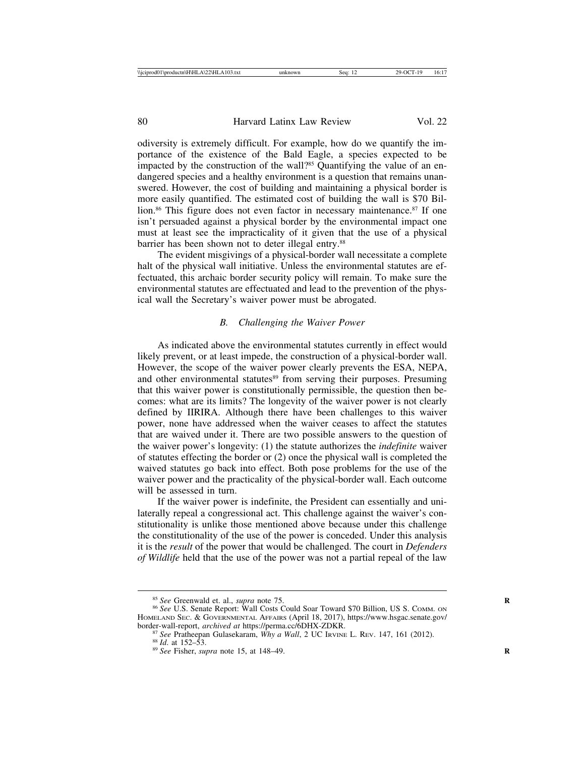odiversity is extremely difficult. For example, how do we quantify the importance of the existence of the Bald Eagle, a species expected to be impacted by the construction of the wall?[85] Quantifying the value of an endangered species and a healthy environment is a question that remains unanswered. However, the cost of building and maintaining a physical border is more easily quantified. The estimated cost of building the wall is $70 Billion.[86] This figure does not even factor in necessary maintenance.[87] If one isn't persuaded against a physical border by the environmental impact one must at least see the impracticality of it given that the use of a physical barrier has been shown not to deter illegal entry.[88]

The evident misgivings of a physical-border wall necessitate a complete halt of the physical wall initiative. Unless the environmental statutes are effectuated, this archaic border security policy will remain. To make sure the environmental statutes are effectuated and lead to the prevention of the physical wall the Secretary's waiver power must be abrogated.

### *B. Challenging the Waiver Power*

As indicated above the environmental statutes currently in effect would likely prevent, or at least impede, the construction of a physical-border wall. However, the scope of the waiver power clearly prevents the ESA, NEPA, and other environmental statutes[89] from serving their purposes. Presuming that this waiver power is constitutionally permissible, the question then becomes: what are its limits? The longevity of the waiver power is not clearly defined by IIRIRA. Although there have been challenges to this waiver power, none have addressed when the waiver ceases to affect the statutes that are waived under it. There are two possible answers to the question of the waiver power's longevity: (1) the statute authorizes the *indefinite* waiver of statutes effecting the border or (2) once the physical wall is completed the waived statutes go back into effect. Both pose problems for the use of the waiver power and the practicality of the physical-border wall. Each outcome will be assessed in turn.

If the waiver power is indefinite, the President can essentially and unilaterally repeal a congressional act. This challenge against the waiver's constitutionality is unlike those mentioned above because under this challenge the constitutionality of the use of the power is conceded. Under this analysis it is the *result* of the power that would be challenged. The court in *Defenders of Wildlife* held that the use of the power was not a partial repeal of the law

---

[85] *See* Greenwald et. al., *supra* note 75.

[86] *See* U.S. Senate Report: Wall Costs Could Soar Toward $70 Billion, US S. COMM. ON HOMELAND SEC. & GOVERNMENTAL AFFAIRS (April 18, 2017), https://www.hsgac.senate.gov/border-wall-report, *archived at* https://perma.cc/6DHX-ZDKR.

[87] *See* Pratheepan Gulasekaram, *Why a Wall*, 2 UC IRVINE L. REV. 147, 161 (2012).

[88] *Id.* at 152–53.

[89] *See* Fisher, *supra* note 15, at 148–49.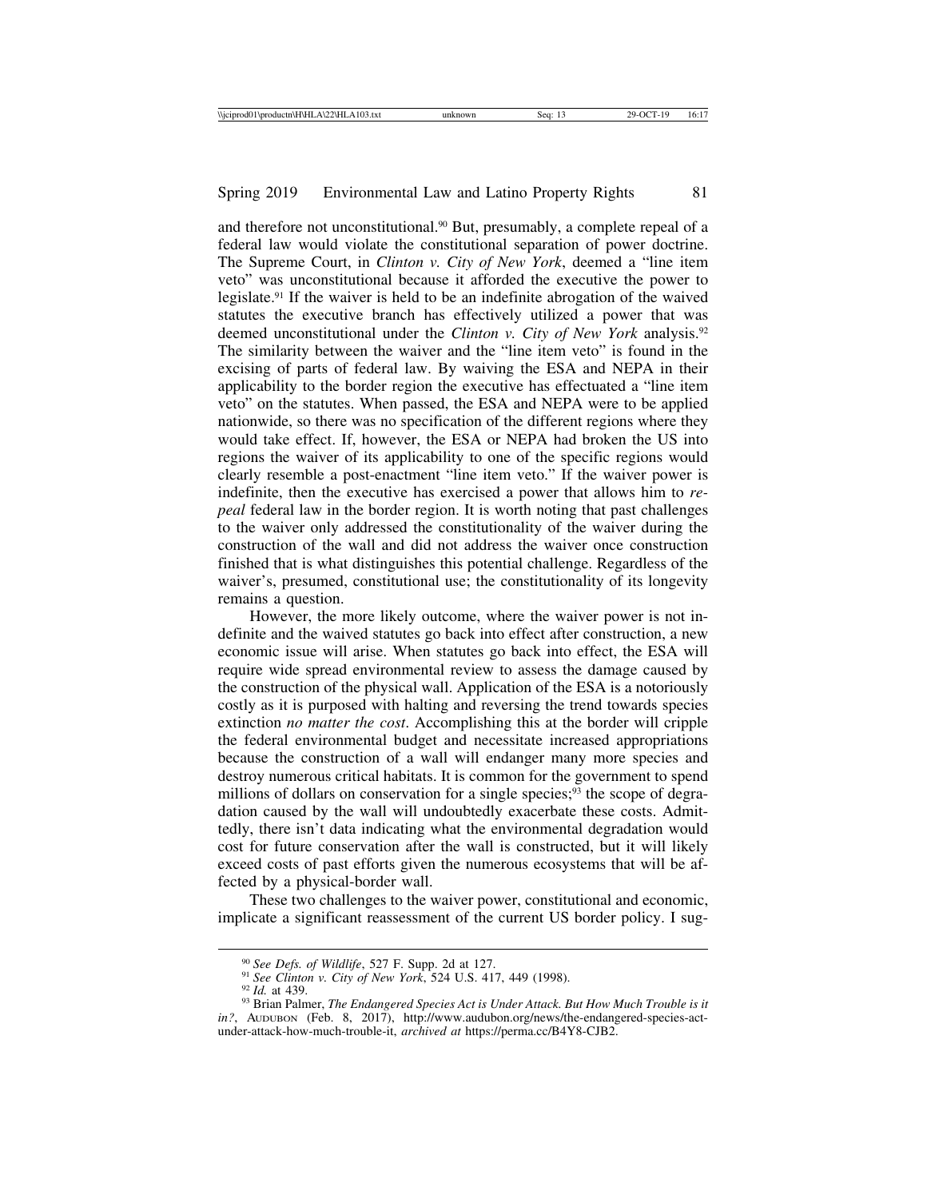and therefore not unconstitutional.[90] But, presumably, a complete repeal of a federal law would violate the constitutional separation of power doctrine. The Supreme Court, in *Clinton v. City of New York*, deemed a "line item veto" was unconstitutional because it afforded the executive the power to legislate.[91] If the waiver is held to be an indefinite abrogation of the waived statutes the executive branch has effectively utilized a power that was deemed unconstitutional under the *Clinton v. City of New York* analysis.[92] The similarity between the waiver and the "line item veto" is found in the excising of parts of federal law. By waiving the ESA and NEPA in their applicability to the border region the executive has effectuated a "line item veto" on the statutes. When passed, the ESA and NEPA were to be applied nationwide, so there was no specification of the different regions where they would take effect. If, however, the ESA or NEPA had broken the US into regions the waiver of its applicability to one of the specific regions would clearly resemble a post-enactment "line item veto." If the waiver power is indefinite, then the executive has exercised a power that allows him to *repeal* federal law in the border region. It is worth noting that past challenges to the waiver only addressed the constitutionality of the waiver during the construction of the wall and did not address the waiver once construction finished that is what distinguishes this potential challenge. Regardless of the waiver's, presumed, constitutional use; the constitutionality of its longevity remains a question.

However, the more likely outcome, where the waiver power is not indefinite and the waived statutes go back into effect after construction, a new economic issue will arise. When statutes go back into effect, the ESA will require wide spread environmental review to assess the damage caused by the construction of the physical wall. Application of the ESA is a notoriously costly as it is purposed with halting and reversing the trend towards species extinction *no matter the cost*. Accomplishing this at the border will cripple the federal environmental budget and necessitate increased appropriations because the construction of a wall will endanger many more species and destroy numerous critical habitats. It is common for the government to spend millions of dollars on conservation for a single species;[93] the scope of degradation caused by the wall will undoubtedly exacerbate these costs. Admittedly, there isn't data indicating what the environmental degradation would cost for future conservation after the wall is constructed, but it will likely exceed costs of past efforts given the numerous ecosystems that will be affected by a physical-border wall.

These two challenges to the waiver power, constitutional and economic, implicate a significant reassessment of the current US border policy. I sug-

---

[90] *See Defs. of Wildlife*, 527 F. Supp. 2d at 127.

[91] *See Clinton v. City of New York*, 524 U.S. 417, 449 (1998).

[92] *Id.* at 439.

[93] Brian Palmer, *The Endangered Species Act is Under Attack. But How Much Trouble is it in?*, AUDUBON (Feb. 8, 2017), http://www.audubon.org/news/the-endangered-species-act-under-attack-how-much-trouble-it, *archived at* https://perma.cc/B4Y8-CJB2.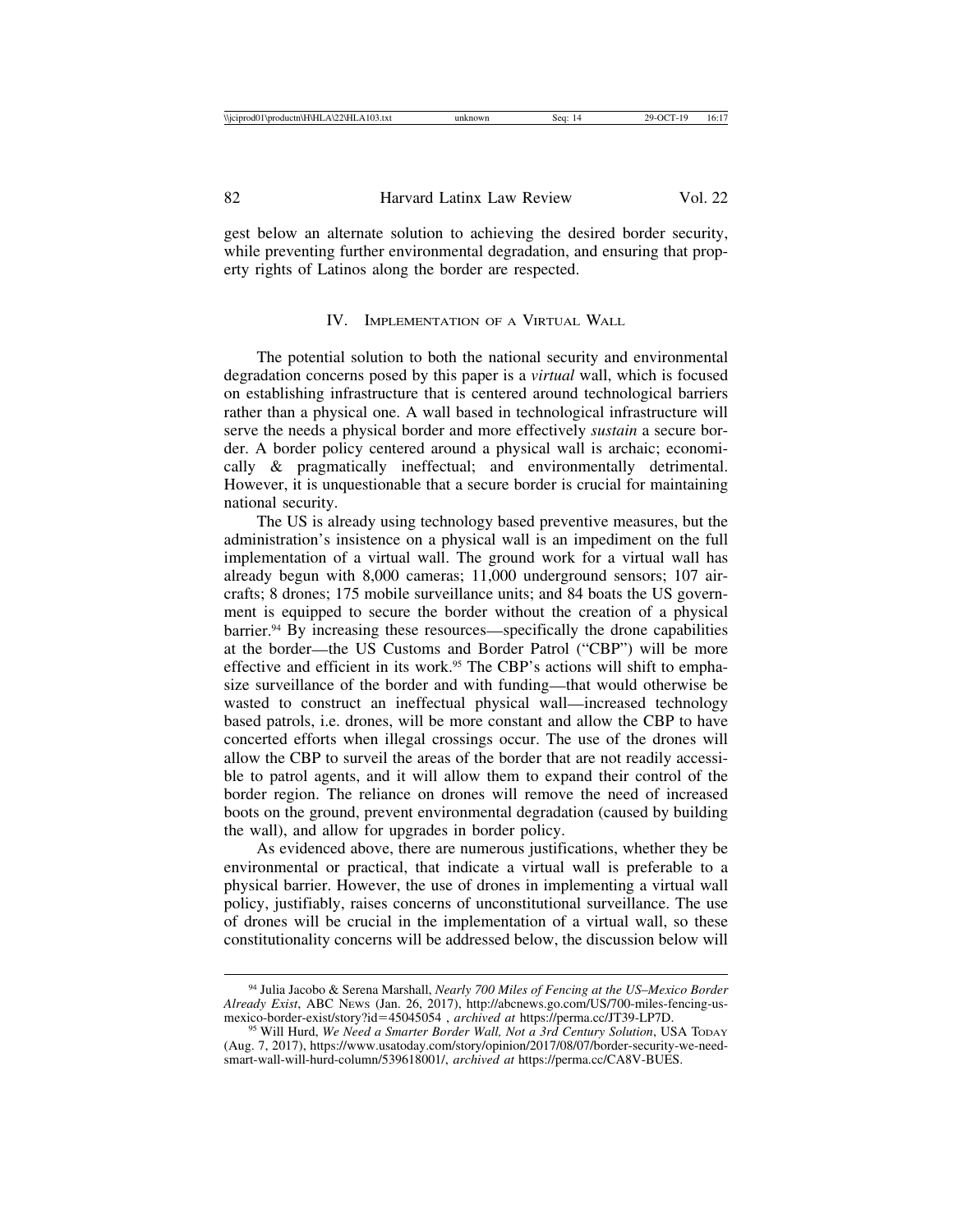gest below an alternate solution to achieving the desired border security, while preventing further environmental degradation, and ensuring that property rights of Latinos along the border are respected.

## IV. Implementation of a Virtual Wall

The potential solution to both the national security and environmental degradation concerns posed by this paper is a *virtual* wall, which is focused on establishing infrastructure that is centered around technological barriers rather than a physical one. A wall based in technological infrastructure will serve the needs a physical border and more effectively *sustain* a secure border. A border policy centered around a physical wall is archaic; economically & pragmatically ineffectual; and environmentally detrimental. However, it is unquestionable that a secure border is crucial for maintaining national security.

The US is already using technology based preventive measures, but the administration's insistence on a physical wall is an impediment on the full implementation of a virtual wall. The ground work for a virtual wall has already begun with 8,000 cameras; 11,000 underground sensors; 107 aircrafts; 8 drones; 175 mobile surveillance units; and 84 boats the US government is equipped to secure the border without the creation of a physical barrier.[94] By increasing these resources—specifically the drone capabilities at the border—the US Customs and Border Patrol ("CBP") will be more effective and efficient in its work.[95] The CBP's actions will shift to emphasize surveillance of the border and with funding—that would otherwise be wasted to construct an ineffectual physical wall—increased technology based patrols, i.e. drones, will be more constant and allow the CBP to have concerted efforts when illegal crossings occur. The use of the drones will allow the CBP to surveil the areas of the border that are not readily accessible to patrol agents, and it will allow them to expand their control of the border region. The reliance on drones will remove the need of increased boots on the ground, prevent environmental degradation (caused by building the wall), and allow for upgrades in border policy.

As evidenced above, there are numerous justifications, whether they be environmental or practical, that indicate a virtual wall is preferable to a physical barrier. However, the use of drones in implementing a virtual wall policy, justifiably, raises concerns of unconstitutional surveillance. The use of drones will be crucial in the implementation of a virtual wall, so these constitutionality concerns will be addressed below, the discussion below will

---

[94] Julia Jacobo & Serena Marshall, *Nearly 700 Miles of Fencing at the US–Mexico Border Already Exist*, ABC News (Jan. 26, 2017), http://abcnews.go.com/US/700-miles-fencing-us-mexico-border-exist/story?id=45045054 , *archived at* https://perma.cc/JT39-LP7D.

[95] Will Hurd, *We Need a Smarter Border Wall, Not a 3rd Century Solution*, USA Today (Aug. 7, 2017), https://www.usatoday.com/story/opinion/2017/08/07/border-security-we-need-smart-wall-will-hurd-column/539618001/, *archived at* https://perma.cc/CA8V-BUES.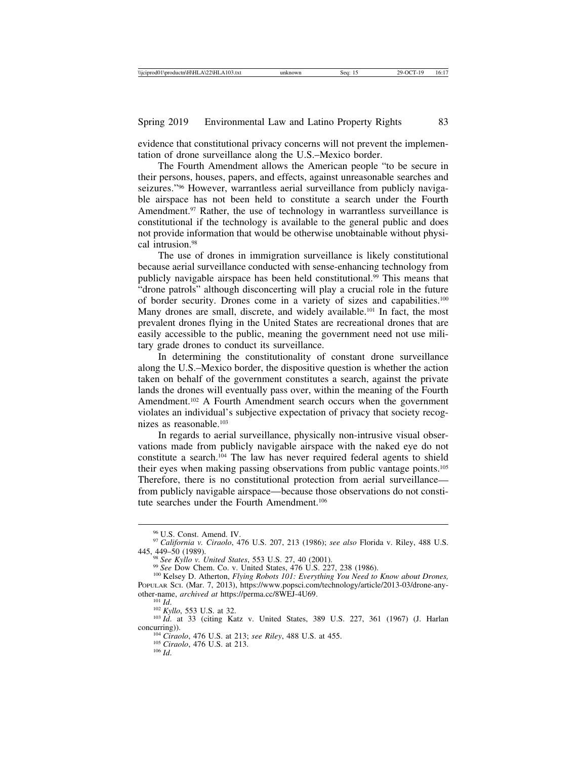evidence that constitutional privacy concerns will not prevent the implementation of drone surveillance along the U.S.–Mexico border.

The Fourth Amendment allows the American people "to be secure in their persons, houses, papers, and effects, against unreasonable searches and seizures."[96] However, warrantless aerial surveillance from publicly navigable airspace has not been held to constitute a search under the Fourth Amendment.[97] Rather, the use of technology in warrantless surveillance is constitutional if the technology is available to the general public and does not provide information that would be otherwise unobtainable without physical intrusion.[98]

The use of drones in immigration surveillance is likely constitutional because aerial surveillance conducted with sense-enhancing technology from publicly navigable airspace has been held constitutional.[99] This means that "drone patrols" although disconcerting will play a crucial role in the future of border security. Drones come in a variety of sizes and capabilities.[100] Many drones are small, discrete, and widely available.[101] In fact, the most prevalent drones flying in the United States are recreational drones that are easily accessible to the public, meaning the government need not use military grade drones to conduct its surveillance.

In determining the constitutionality of constant drone surveillance along the U.S.–Mexico border, the dispositive question is whether the action taken on behalf of the government constitutes a search, against the private lands the drones will eventually pass over, within the meaning of the Fourth Amendment.[102] A Fourth Amendment search occurs when the government violates an individual's subjective expectation of privacy that society recognizes as reasonable.[103]

In regards to aerial surveillance, physically non-intrusive visual observations made from publicly navigable airspace with the naked eye do not constitute a search.[104] The law has never required federal agents to shield their eyes when making passing observations from public vantage points.[105] Therefore, there is no constitutional protection from aerial surveillance—from publicly navigable airspace—because those observations do not constitute searches under the Fourth Amendment.[106]

---

[96] U.S. Const. Amend. IV.

[97] *California v. Ciraolo*, 476 U.S. 207, 213 (1986); *see also* Florida v. Riley, 488 U.S. 445, 449–50 (1989).

[98] *See Kyllo v. United States*, 553 U.S. 27, 40 (2001).

[99] *See* Dow Chem. Co. v. United States, 476 U.S. 227, 238 (1986).

[100] Kelsey D. Atherton, *Flying Robots 101: Everything You Need to Know about Drones,* Popular Sci. (Mar. 7, 2013), https://www.popsci.com/technology/article/2013-03/drone-any-other-name, *archived at* https://perma.cc/8WEJ-4U69.

[101] *Id.*

[102] *Kyllo*, 553 U.S. at 32.

[103] *Id.* at 33 (citing Katz v. United States, 389 U.S. 227, 361 (1967) (J. Harlan concurring)).

[104] *Ciraolo*, 476 U.S. at 213; *see Riley*, 488 U.S. at 455.

[105] *Ciraolo*, 476 U.S. at 213.

[106] *Id.*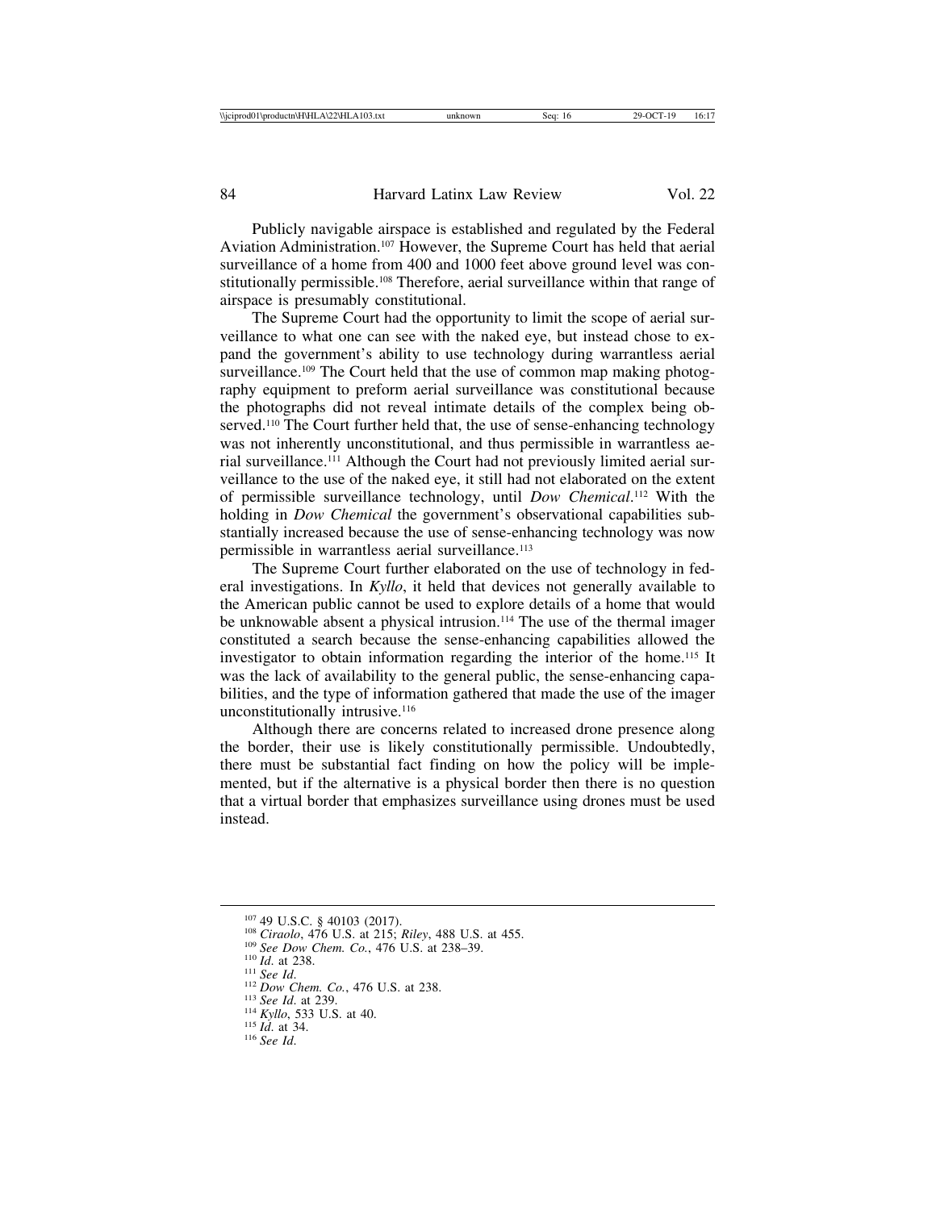Publicly navigable airspace is established and regulated by the Federal Aviation Administration.[107] However, the Supreme Court has held that aerial surveillance of a home from 400 and 1000 feet above ground level was constitutionally permissible.[108] Therefore, aerial surveillance within that range of airspace is presumably constitutional.

The Supreme Court had the opportunity to limit the scope of aerial surveillance to what one can see with the naked eye, but instead chose to expand the government's ability to use technology during warrantless aerial surveillance.[109] The Court held that the use of common map making photography equipment to preform aerial surveillance was constitutional because the photographs did not reveal intimate details of the complex being observed.[110] The Court further held that, the use of sense-enhancing technology was not inherently unconstitutional, and thus permissible in warrantless aerial surveillance.[111] Although the Court had not previously limited aerial surveillance to the use of the naked eye, it still had not elaborated on the extent of permissible surveillance technology, until *Dow Chemical*.[112] With the holding in *Dow Chemical* the government's observational capabilities substantially increased because the use of sense-enhancing technology was now permissible in warrantless aerial surveillance.[113]

The Supreme Court further elaborated on the use of technology in federal investigations. In *Kyllo*, it held that devices not generally available to the American public cannot be used to explore details of a home that would be unknowable absent a physical intrusion.[114] The use of the thermal imager constituted a search because the sense-enhancing capabilities allowed the investigator to obtain information regarding the interior of the home.[115] It was the lack of availability to the general public, the sense-enhancing capabilities, and the type of information gathered that made the use of the imager unconstitutionally intrusive.[116]

Although there are concerns related to increased drone presence along the border, their use is likely constitutionally permissible. Undoubtedly, there must be substantial fact finding on how the policy will be implemented, but if the alternative is a physical border then there is no question that a virtual border that emphasizes surveillance using drones must be used instead.

---

[107] 49 U.S.C. § 40103 (2017).
[108] *Ciraolo*, 476 U.S. at 215; *Riley*, 488 U.S. at 455.
[109] *See Dow Chem. Co.*, 476 U.S. at 238–39.
[110] *Id.* at 238.
[111] *See Id.*
[112] *Dow Chem. Co.*, 476 U.S. at 238.
[113] *See Id.* at 239.
[114] *Kyllo*, 533 U.S. at 40.
[115] *Id.* at 34.
[116] *See Id.*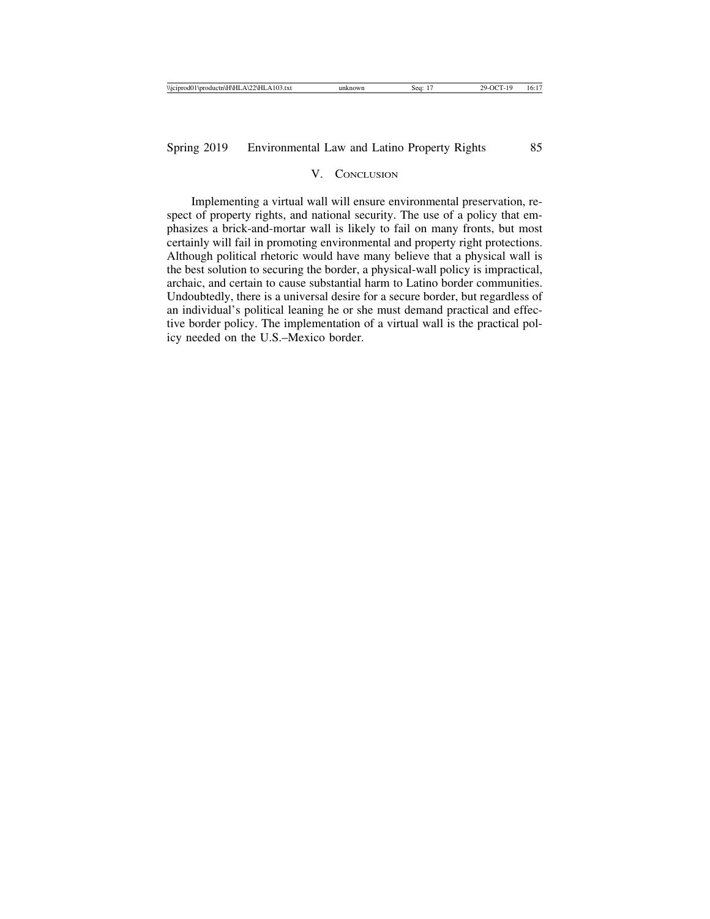## V. Conclusion

Implementing a virtual wall will ensure environmental preservation, respect of property rights, and national security. The use of a policy that emphasizes a brick-and-mortar wall is likely to fail on many fronts, but most certainly will fail in promoting environmental and property right protections. Although political rhetoric would have many believe that a physical wall is the best solution to securing the border, a physical-wall policy is impractical, archaic, and certain to cause substantial harm to Latino border communities. Undoubtedly, there is a universal desire for a secure border, but regardless of an individual's political leaning he or she must demand practical and effective border policy. The implementation of a virtual wall is the practical policy needed on the U.S.–Mexico border.